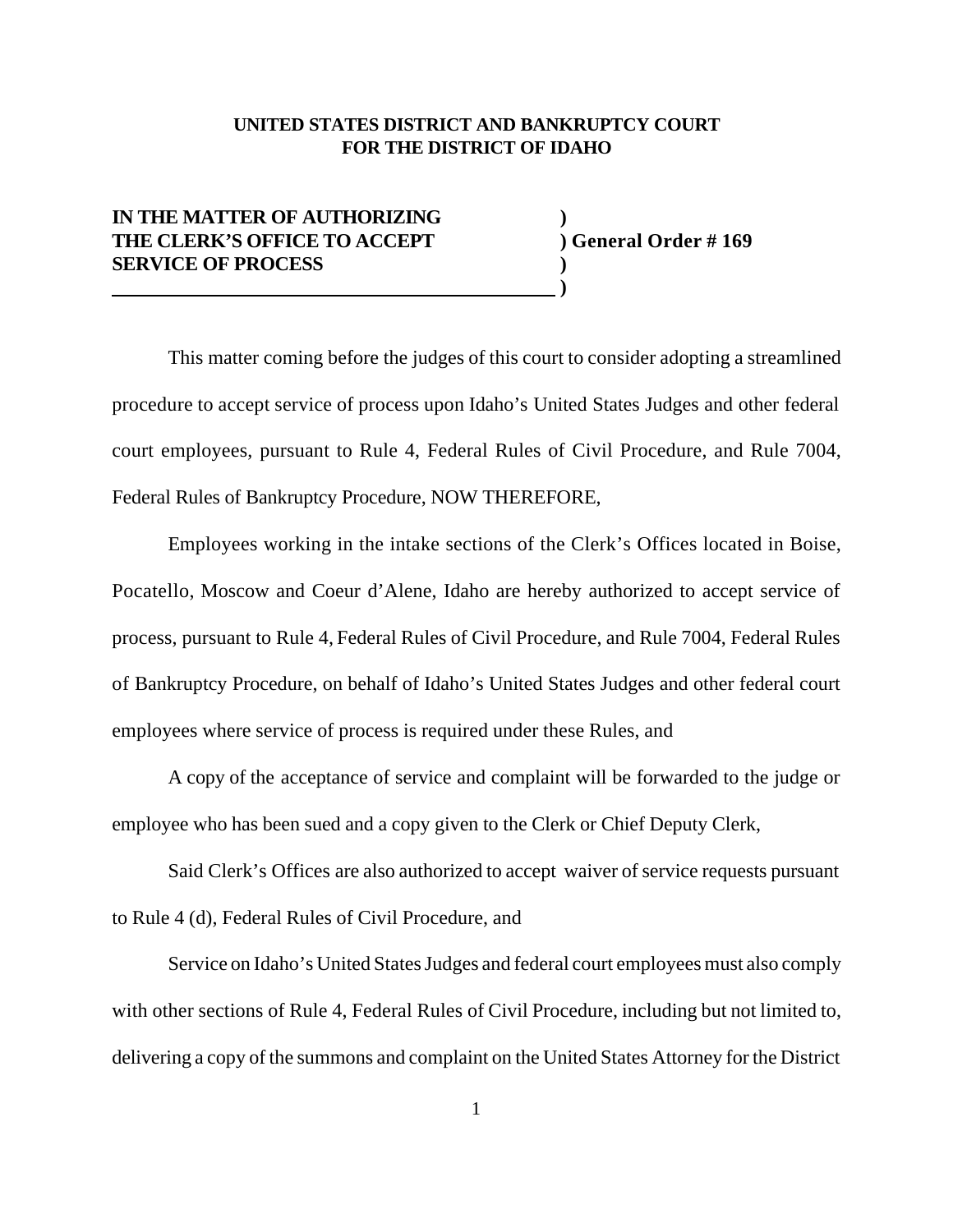**UNITED STATES DISTRICT AND BANKRUPTCY COURT**
**FOR THE DISTRICT OF IDAHO**

| | |
|---|---|
| **IN THE MATTER OF AUTHORIZING THE CLERK'S OFFICE TO ACCEPT SERVICE OF PROCESS** | **) General Order # 169** |

This matter coming before the judges of this court to consider adopting a streamlined procedure to accept service of process upon Idaho's United States Judges and other federal court employees, pursuant to Rule 4, Federal Rules of Civil Procedure, and Rule 7004, Federal Rules of Bankruptcy Procedure, NOW THEREFORE,

Employees working in the intake sections of the Clerk's Offices located in Boise, Pocatello, Moscow and Coeur d'Alene, Idaho are hereby authorized to accept service of process, pursuant to Rule 4, Federal Rules of Civil Procedure, and Rule 7004, Federal Rules of Bankruptcy Procedure, on behalf of Idaho's United States Judges and other federal court employees where service of process is required under these Rules, and

A copy of the acceptance of service and complaint will be forwarded to the judge or employee who has been sued and a copy given to the Clerk or Chief Deputy Clerk,

Said Clerk's Offices are also authorized to accept waiver of service requests pursuant to Rule 4 (d), Federal Rules of Civil Procedure, and

Service on Idaho's United States Judges and federal court employees must also comply with other sections of Rule 4, Federal Rules of Civil Procedure, including but not limited to, delivering a copy of the summons and complaint on the United States Attorney for the District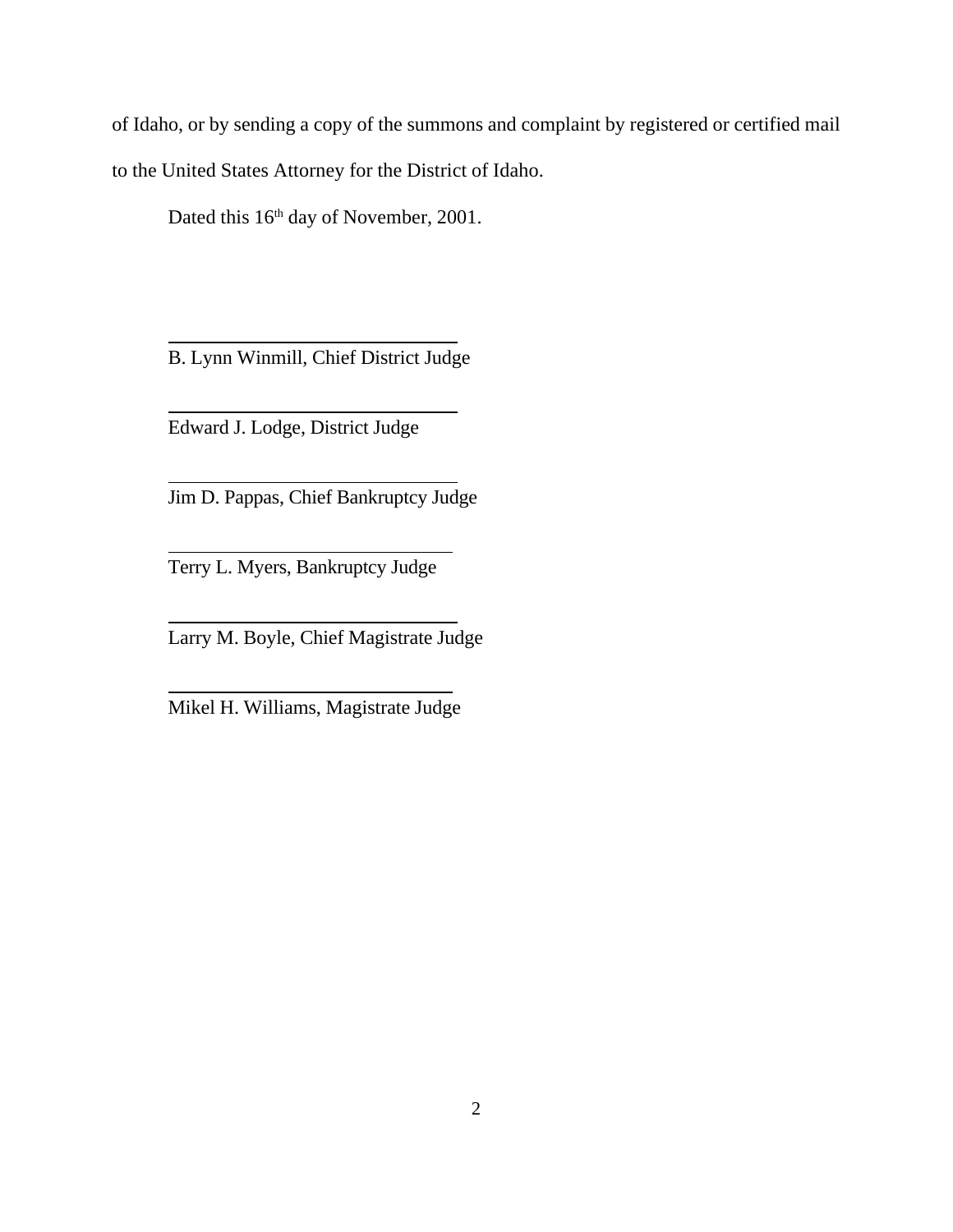of Idaho, or by sending a copy of the summons and complaint by registered or certified mail to the United States Attorney for the District of Idaho.

Dated this 16th day of November, 2001.

\_\_\_\_\_\_\_\_\_\_\_\_\_\_\_\_\_\_\_\_\_\_\_\_\_\_\_\_\_\_
B. Lynn Winmill, Chief District Judge

\_\_\_\_\_\_\_\_\_\_\_\_\_\_\_\_\_\_\_\_\_\_\_\_\_\_\_\_\_\_
Edward J. Lodge, District Judge

\_\_\_\_\_\_\_\_\_\_\_\_\_\_\_\_\_\_\_\_\_\_\_\_\_\_\_\_\_\_
Jim D. Pappas, Chief Bankruptcy Judge

\_\_\_\_\_\_\_\_\_\_\_\_\_\_\_\_\_\_\_\_\_\_\_\_\_\_\_\_\_\_
Terry L. Myers, Bankruptcy Judge

\_\_\_\_\_\_\_\_\_\_\_\_\_\_\_\_\_\_\_\_\_\_\_\_\_\_\_\_\_\_
Larry M. Boyle, Chief Magistrate Judge

\_\_\_\_\_\_\_\_\_\_\_\_\_\_\_\_\_\_\_\_\_\_\_\_\_\_\_\_\_\_
Mikel H. Williams, Magistrate Judge